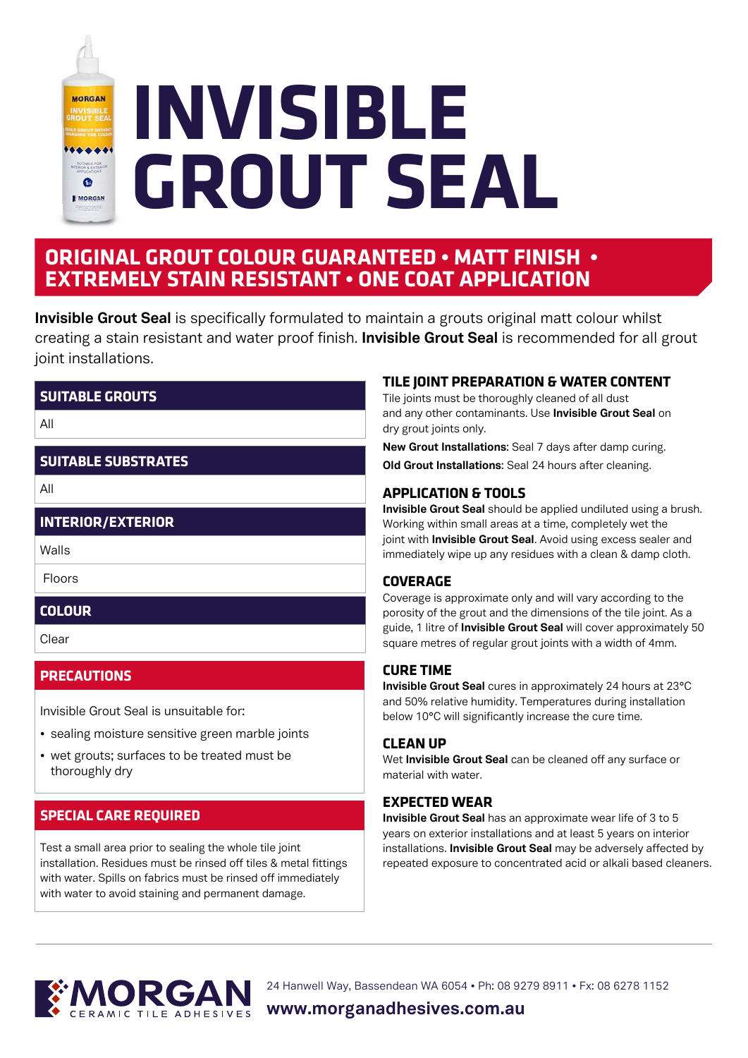# INVISIBLE GROUT SEAL

## ORIGINAL GROUT COLOUR GUARANTEED • MATT FINISH • EXTREMELY STAIN RESISTANT • ONE COAT APPLICATION

**Invisible Grout Seal** is specifically formulated to maintain a grouts original matt colour whilst creating a stain resistant and water proof finish. **Invisible Grout Seal** is recommended for all grout joint installations.

### SUITABLE GROUTS

All

### SUITABLE SUBSTRATES

All

### INTERIOR/EXTERIOR

Walls

Floors

### COLOUR

Clear

### PRECAUTIONS

Invisible Grout Seal is unsuitable for:

- sealing moisture sensitive green marble joints
- wet grouts; surfaces to be treated must be thoroughly dry

### SPECIAL CARE REQUIRED

Test a small area prior to sealing the whole tile joint installation. Residues must be rinsed off tiles & metal fittings with water. Spills on fabrics must be rinsed off immediately with water to avoid staining and permanent damage.

### TILE JOINT PREPARATION & WATER CONTENT

Tile joints must be thoroughly cleaned of all dust and any other contaminants. Use **Invisible Grout Seal** on dry grout joints only.

**New Grout Installations**: Seal 7 days after damp curing.

**Old Grout Installations**: Seal 24 hours after cleaning.

### APPLICATION & TOOLS

**Invisible Grout Seal** should be applied undiluted using a brush. Working within small areas at a time, completely wet the joint with **Invisible Grout Seal**. Avoid using excess sealer and immediately wipe up any residues with a clean & damp cloth.

### COVERAGE

Coverage is approximate only and will vary according to the porosity of the grout and the dimensions of the tile joint. As a guide, 1 litre of **Invisible Grout Seal** will cover approximately 50 square metres of regular grout joints with a width of 4mm.

### CURE TIME

**Invisible Grout Seal** cures in approximately 24 hours at 23°C and 50% relative humidity. Temperatures during installation below 10°C will significantly increase the cure time.

### CLEAN UP

Wet **Invisible Grout Seal** can be cleaned off any surface or material with water.

### EXPECTED WEAR

**Invisible Grout Seal** has an approximate wear life of 3 to 5 years on exterior installations and at least 5 years on interior installations. **Invisible Grout Seal** may be adversely affected by repeated exposure to concentrated acid or alkali based cleaners.

MORGAN CERAMIC TILE ADHESIVES

24 Hanwell Way, Bassendean WA 6054 • Ph: 08 9279 8911 • Fx: 08 6278 1152

**www.morganadhesives.com.au**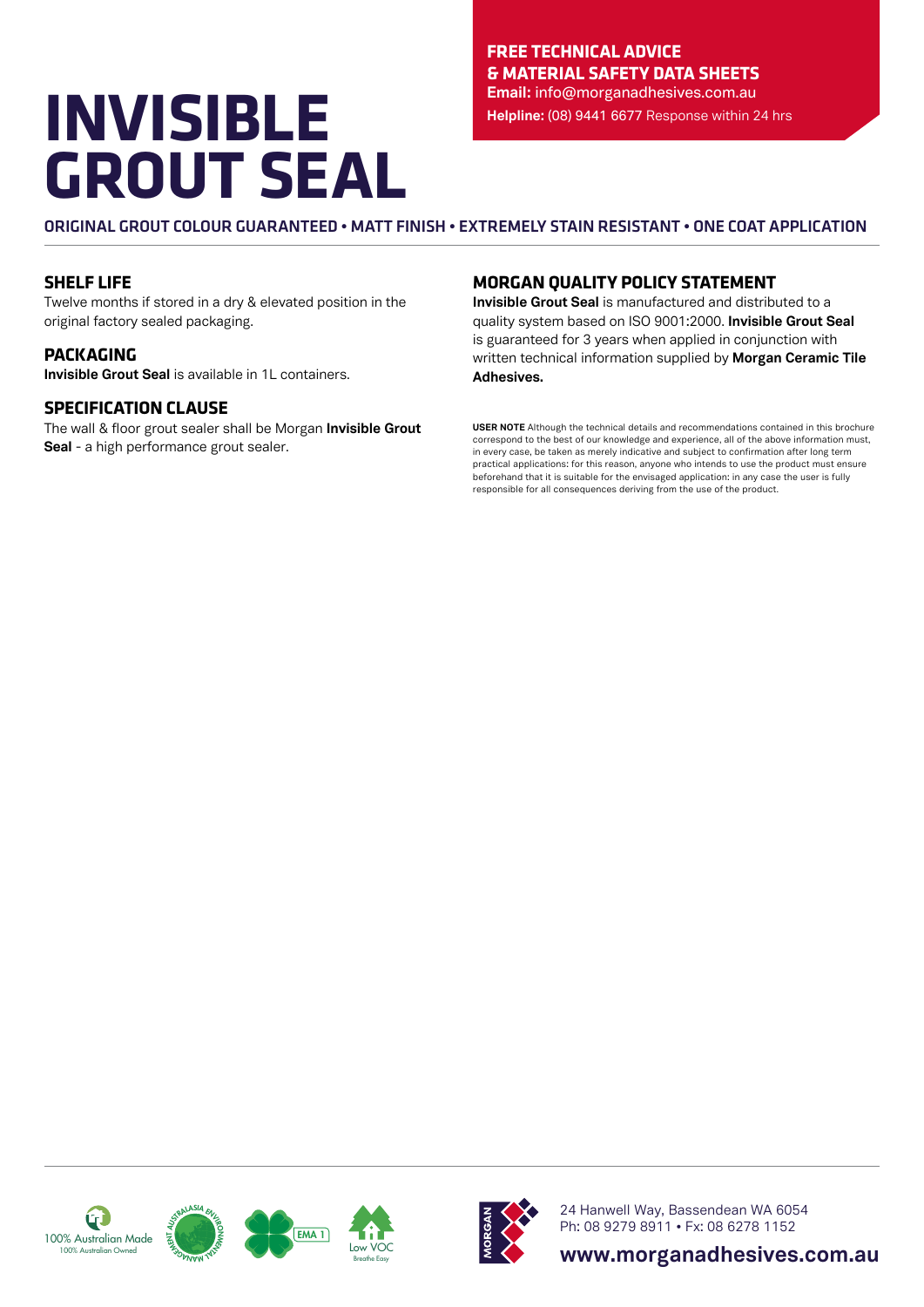# INVISIBLE GROUT SEAL

**FREE TECHNICAL ADVICE & MATERIAL SAFETY DATA SHEETS**
**Email:** info@morganadhesives.com.au
**Helpline:** (08) 9441 6677 Response within 24 hrs

**ORIGINAL GROUT COLOUR GUARANTEED • MATT FINISH • EXTREMELY STAIN RESISTANT • ONE COAT APPLICATION**

## SHELF LIFE

Twelve months if stored in a dry & elevated position in the original factory sealed packaging.

## PACKAGING

**Invisible Grout Seal** is available in 1L containers.

## SPECIFICATION CLAUSE

The wall & floor grout sealer shall be Morgan **Invisible Grout Seal** - a high performance grout sealer.

## MORGAN QUALITY POLICY STATEMENT

**Invisible Grout Seal** is manufactured and distributed to a quality system based on ISO 9001:2000. **Invisible Grout Seal** is guaranteed for 3 years when applied in conjunction with written technical information supplied by **Morgan Ceramic Tile Adhesives.**

**USER NOTE** Although the technical details and recommendations contained in this brochure correspond to the best of our knowledge and experience, all of the above information must, in every case, be taken as merely indicative and subject to confirmation after long term practical applications: for this reason, anyone who intends to use the product must ensure beforehand that it is suitable for the envisaged application: in any case the user is fully responsible for all consequences deriving from the use of the product.

100% Australian Made
100% Australian Owned

AUSTRALASIA ENVIRONMENTAL MANAGEMENT

EMA 1

Low VOC
Breathe Easy

MORGAN

24 Hanwell Way, Bassendean WA 6054
Ph: 08 9279 8911 • Fx: 08 6278 1152

**www.morganadhesives.com.au**